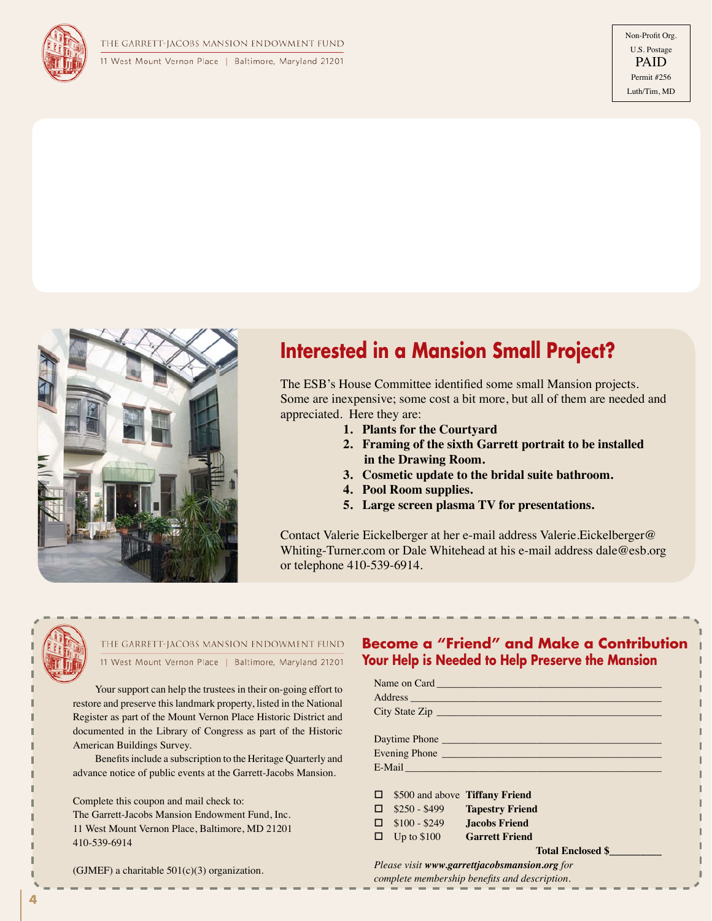THE GARRETT-JACOBS MANSION ENDOWMENT FUND

11 West Mount Vernon Place | Baltimore, Maryland 21201

Non-Profit Org.
U.S. Postage
PAID
Permit #256
Luth/Tim, MD

## Interested in a Mansion Small Project?

The ESB's House Committee identified some small Mansion projects. Some are inexpensive; some cost a bit more, but all of them are needed and appreciated. Here they are:

1. **Plants for the Courtyard**
2. **Framing of the sixth Garrett portrait to be installed in the Drawing Room.**
3. **Cosmetic update to the bridal suite bathroom.**
4. **Pool Room supplies.**
5. **Large screen plasma TV for presentations.**

Contact Valerie Eickelberger at her e-mail address Valerie.Eickelberger@Whiting-Turner.com or Dale Whitehead at his e-mail address dale@esb.org or telephone 410-539-6914.

---

THE GARRETT-JACOBS MANSION ENDOWMENT FUND

11 West Mount Vernon Place | Baltimore, Maryland 21201

Your support can help the trustees in their on-going effort to restore and preserve this landmark property, listed in the National Register as part of the Mount Vernon Place Historic District and documented in the Library of Congress as part of the Historic American Buildings Survey.

Benefits include a subscription to the Heritage Quarterly and advance notice of public events at the Garrett-Jacobs Mansion.

Complete this coupon and mail check to:
The Garrett-Jacobs Mansion Endowment Fund, Inc.
11 West Mount Vernon Place, Baltimore, MD 21201
410-539-6914

(GJMEF) a charitable 501(c)(3) organization.

## Become a "Friend" and Make a Contribution

### Your Help is Needed to Help Preserve the Mansion

Name on Card ________________________________________
Address ____________________________________________
City State Zip _______________________________________

Daytime Phone _______________________________________
Evening Phone _______________________________________
E-Mail _____________________________________________

- ☐ $500 and above **Tiffany Friend**
- ☐ $250 - $499 **Tapestry Friend**
- ☐ $100 - $249 **Jacobs Friend**
- ☐ Up to $100 **Garrett Friend**

**Total Enclosed $**_________

*Please visit **www.garrettjacobsmansion.org** for complete membership benefits and description.*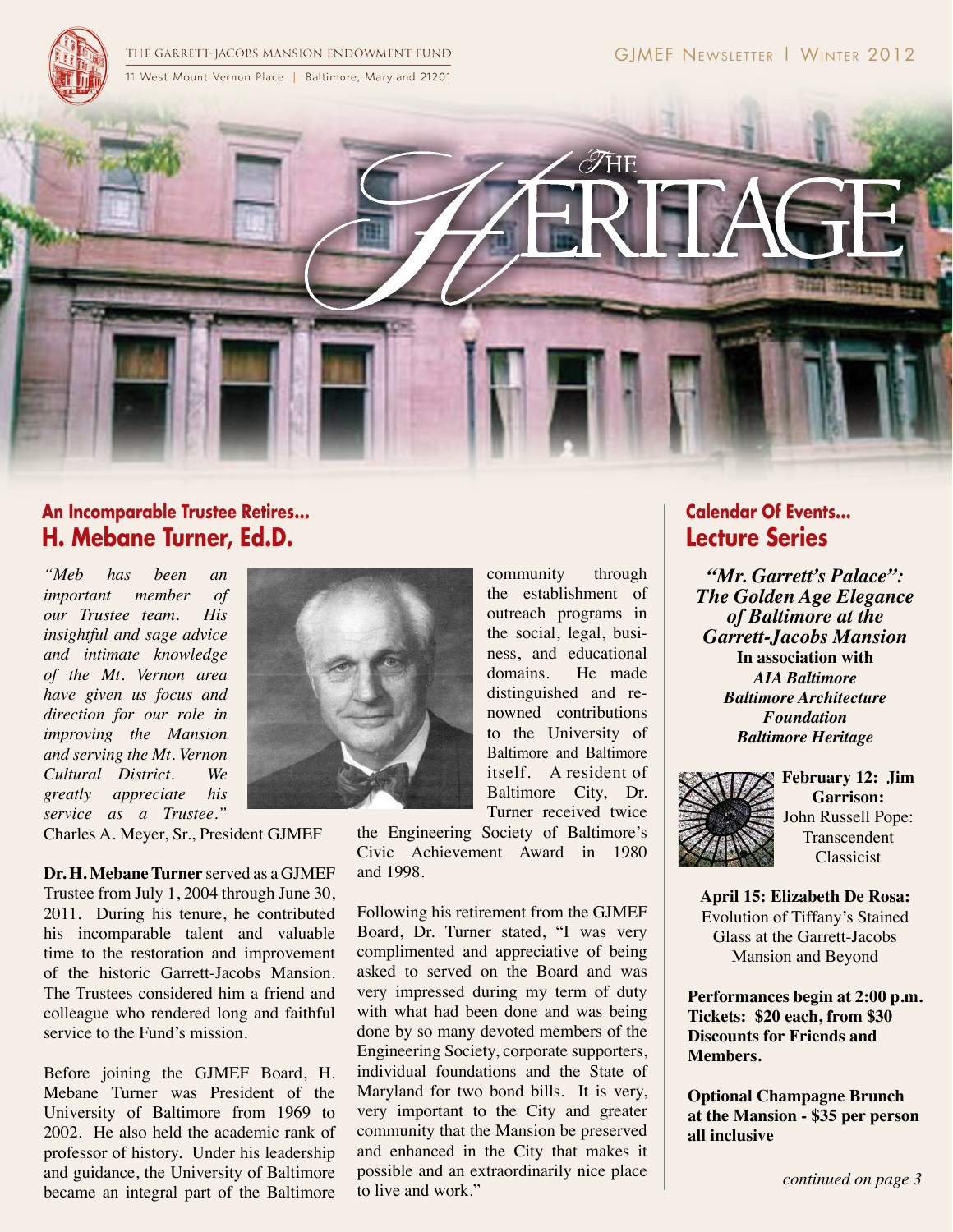THE GARRETT-JACOBS MANSION ENDOWMENT FUND

11 West Mount Vernon Place | Baltimore, Maryland 21201

GJMEF Newsletter | Winter 2012

# The Heritage

## An Incomparable Trustee Retires...
## H. Mebane Turner, Ed.D.

*"Meb has been an important member of our Trustee team. His insightful and sage advice and intimate knowledge of the Mt. Vernon area have given us focus and direction for our role in improving the Mansion and serving the Mt. Vernon Cultural District. We greatly appreciate his service as a Trustee."*

Charles A. Meyer, Sr., President GJMEF

**Dr. H. Mebane Turner** served as a GJMEF Trustee from July 1, 2004 through June 30, 2011. During his tenure, he contributed his incomparable talent and valuable time to the restoration and improvement of the historic Garrett-Jacobs Mansion. The Trustees considered him a friend and colleague who rendered long and faithful service to the Fund's mission.

Before joining the GJMEF Board, H. Mebane Turner was President of the University of Baltimore from 1969 to 2002. He also held the academic rank of professor of history. Under his leadership and guidance, the University of Baltimore became an integral part of the Baltimore community through the establishment of outreach programs in the social, legal, business, and educational domains. He made distinguished and renowned contributions to the University of Baltimore and Baltimore itself. A resident of Baltimore City, Dr. Turner received twice the Engineering Society of Baltimore's Civic Achievement Award in 1980 and 1998.

Following his retirement from the GJMEF Board, Dr. Turner stated, "I was very complimented and appreciative of being asked to served on the Board and was very impressed during my term of duty with what had been done and was being done by so many devoted members of the Engineering Society, corporate supporters, individual foundations and the State of Maryland for two bond bills. It is very, very important to the City and greater community that the Mansion be preserved and enhanced in the City that makes it possible and an extraordinarily nice place to live and work."

## Calendar Of Events...
## Lecture Series

***"Mr. Garrett's Palace": The Golden Age Elegance of Baltimore at the Garrett-Jacobs Mansion***

**In association with**
***AIA Baltimore***
***Baltimore Architecture Foundation***
***Baltimore Heritage***

**February 12: Jim Garrison:**
John Russell Pope: Transcendent Classicist

**April 15: Elizabeth De Rosa:**
Evolution of Tiffany's Stained Glass at the Garrett-Jacobs Mansion and Beyond

**Performances begin at 2:00 p.m.**
**Tickets: $20 each, from $30**
**Discounts for Friends and Members.**

**Optional Champagne Brunch at the Mansion - $35 per person all inclusive**

*continued on page 3*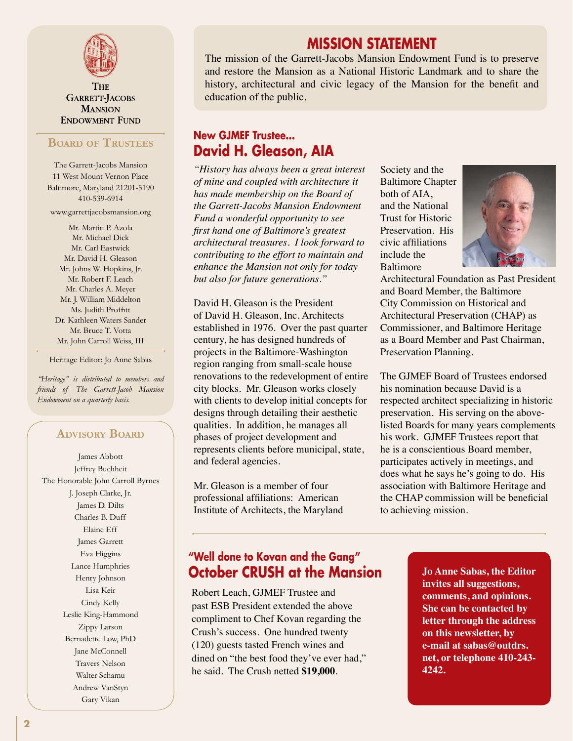# The Garrett-Jacobs Mansion Endowment Fund

## Board of Trustees

The Garrett-Jacobs Mansion
11 West Mount Vernon Place
Baltimore, Maryland 21201-5190
410-539-6914

www.garrettjacobsmansion.org

Mr. Martin P. Azola
Mr. Michael Dick
Mr. Carl Eastwick
Mr. David H. Gleason
Mr. Johns W. Hopkins, Jr.
Mr. Robert F. Leach
Mr. Charles A. Meyer
Mr. J. William Middelton
Ms. Judith Proffitt
Dr. Kathleen Waters Sander
Mr. Bruce T. Votta
Mr. John Carroll Weiss, III

Heritage Editor: Jo Anne Sabas

*"Heritage" is distributed to members and friends of The Garrett-Jacob Mansion Endowment on a quarterly basis.*

## Advisory Board

James Abbott
Jeffrey Buchheit
The Honorable John Carroll Byrnes
J. Joseph Clarke, Jr.
James D. Dilts
Charles B. Duff
Elaine Eff
James Garrett
Eva Higgins
Lance Humphries
Henry Johnson
Lisa Keir
Cindy Kelly
Leslie King-Hammond
Zippy Larson
Bernadette Low, PhD
Jane McConnell
Travers Nelson
Walter Schamu
Andrew VanStyn
Gary Vikan

## MISSION STATEMENT

The mission of the Garrett-Jacobs Mansion Endowment Fund is to preserve and restore the Mansion as a National Historic Landmark and to share the history, architectural and civic legacy of the Mansion for the benefit and education of the public.

### New GJMEF Trustee...
## David H. Gleason, AIA

*"History has always been a great interest of mine and coupled with architecture it has made membership on the Board of the Garrett-Jacobs Mansion Endowment Fund a wonderful opportunity to see first hand one of Baltimore's greatest architectural treasures. I look forward to contributing to the effort to maintain and enhance the Mansion not only for today but also for future generations."*

David H. Gleason is the President of David H. Gleason, Inc. Architects established in 1976. Over the past quarter century, he has designed hundreds of projects in the Baltimore-Washington region ranging from small-scale house renovations to the redevelopment of entire city blocks. Mr. Gleason works closely with clients to develop initial concepts for designs through detailing their aesthetic qualities. In addition, he manages all phases of project development and represents clients before municipal, state, and federal agencies.

Mr. Gleason is a member of four professional affiliations: American Institute of Architects, the Maryland Society and the Baltimore Chapter both of AIA, and the National Trust for Historic Preservation. His civic affiliations include the Baltimore Architectural Foundation as Past President and Board Member, the Baltimore City Commission on Historical and Architectural Preservation (CHAP) as Commissioner, and Baltimore Heritage as a Board Member and Past Chairman, Preservation Planning.

The GJMEF Board of Trustees endorsed his nomination because David is a respected architect specializing in historic preservation. His serving on the above-listed Boards for many years complements his work. GJMEF Trustees report that he is a conscientious Board member, participates actively in meetings, and does what he says he's going to do. His association with Baltimore Heritage and the CHAP commission will be beneficial to achieving mission.

### "Well done to Kovan and the Gang"
## October CRUSH at the Mansion

Robert Leach, GJMEF Trustee and past ESB President extended the above compliment to Chef Kovan regarding the Crush's success. One hundred twenty (120) guests tasted French wines and dined on "the best food they've ever had," he said. The Crush netted **$19,000**.

**Jo Anne Sabas, the Editor invites all suggestions, comments, and opinions. She can be contacted by letter through the address on this newsletter, by e-mail at sabas@outdrs.net, or telephone 410-243-4242.**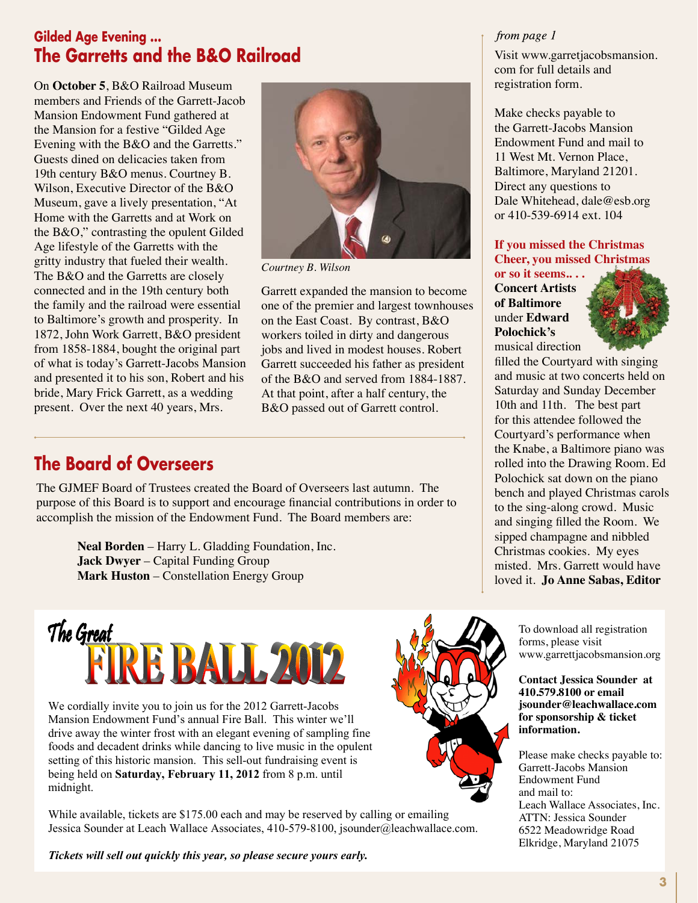## Gilded Age Evening ...
## The Garretts and the B&O Railroad

On **October 5**, B&O Railroad Museum members and Friends of the Garrett-Jacob Mansion Endowment Fund gathered at the Mansion for a festive "Gilded Age Evening with the B&O and the Garretts." Guests dined on delicacies taken from 19th century B&O menus. Courtney B. Wilson, Executive Director of the B&O Museum, gave a lively presentation, "At Home with the Garretts and at Work on the B&O," contrasting the opulent Gilded Age lifestyle of the Garretts with the gritty industry that fueled their wealth. The B&O and the Garretts are closely connected and in the 19th century both the family and the railroad were essential to Baltimore's growth and prosperity. In 1872, John Work Garrett, B&O president from 1858-1884, bought the original part of what is today's Garrett-Jacobs Mansion and presented it to his son, Robert and his bride, Mary Frick Garrett, as a wedding present. Over the next 40 years, Mrs. Garrett expanded the mansion to become one of the premier and largest townhouses on the East Coast. By contrast, B&O workers toiled in dirty and dangerous jobs and lived in modest houses. Robert Garrett succeeded his father as president of the B&O and served from 1884-1887. At that point, after a half century, the B&O passed out of Garrett control.

*Courtney B. Wilson*

## The Board of Overseers

The GJMEF Board of Trustees created the Board of Overseers last autumn. The purpose of this Board is to support and encourage financial contributions in order to accomplish the mission of the Endowment Fund. The Board members are:

**Neal Borden** – Harry L. Gladding Foundation, Inc.
**Jack Dwyer** – Capital Funding Group
**Mark Huston** – Constellation Energy Group

*from page 1*

Visit www.garretjacobsmansion.com for full details and registration form.

Make checks payable to the Garrett-Jacobs Mansion Endowment Fund and mail to 11 West Mt. Vernon Place, Baltimore, Maryland 21201. Direct any questions to Dale Whitehead, dale@esb.org or 410-539-6914 ext. 104

**If you missed the Christmas Cheer, you missed Christmas or so it seems.. . .**

**Concert Artists of Baltimore** under **Edward Polochick's** musical direction filled the Courtyard with singing and music at two concerts held on Saturday and Sunday December 10th and 11th. The best part for this attendee followed the Courtyard's performance when the Knabe, a Baltimore piano was rolled into the Drawing Room. Ed Polochick sat down on the piano bench and played Christmas carols to the sing-along crowd. Music and singing filled the Room. We sipped champagne and nibbled Christmas cookies. My eyes misted. Mrs. Garrett would have loved it. **Jo Anne Sabas, Editor**

## The Great FIRE BALL 2012

We cordially invite you to join us for the 2012 Garrett-Jacobs Mansion Endowment Fund's annual Fire Ball. This winter we'll drive away the winter frost with an elegant evening of sampling fine foods and decadent drinks while dancing to live music in the opulent setting of this historic mansion. This sell-out fundraising event is being held on **Saturday, February 11, 2012** from 8 p.m. until midnight.

While available, tickets are $175.00 each and may be reserved by calling or emailing Jessica Sounder at Leach Wallace Associates, 410-579-8100, jsounder@leachwallace.com.

***Tickets will sell out quickly this year, so please secure yours early.***

To download all registration forms, please visit www.garrettjacobsmansion.org

**Contact Jessica Sounder at 410.579.8100 or email jsounder@leachwallace.com for sponsorship & ticket information.**

Please make checks payable to:
Garrett-Jacobs Mansion Endowment Fund
and mail to:
Leach Wallace Associates, Inc.
ATTN: Jessica Sounder
6522 Meadowridge Road
Elkridge, Maryland 21075